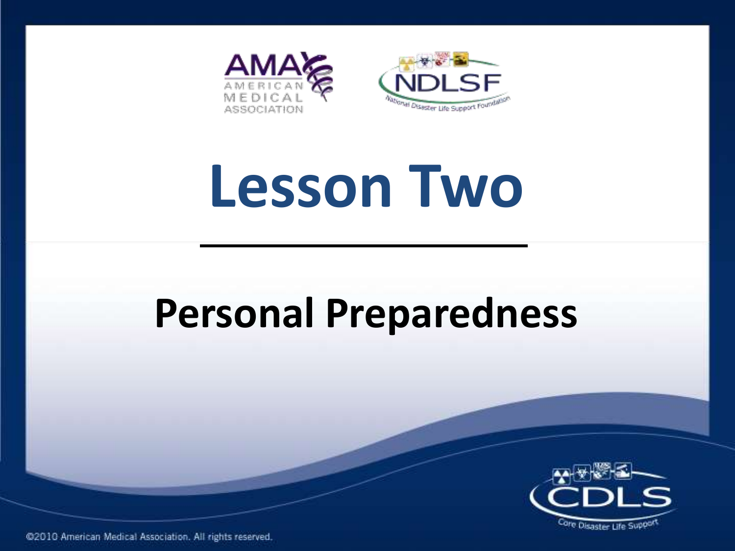# Lesson Two

## Personal Preparedness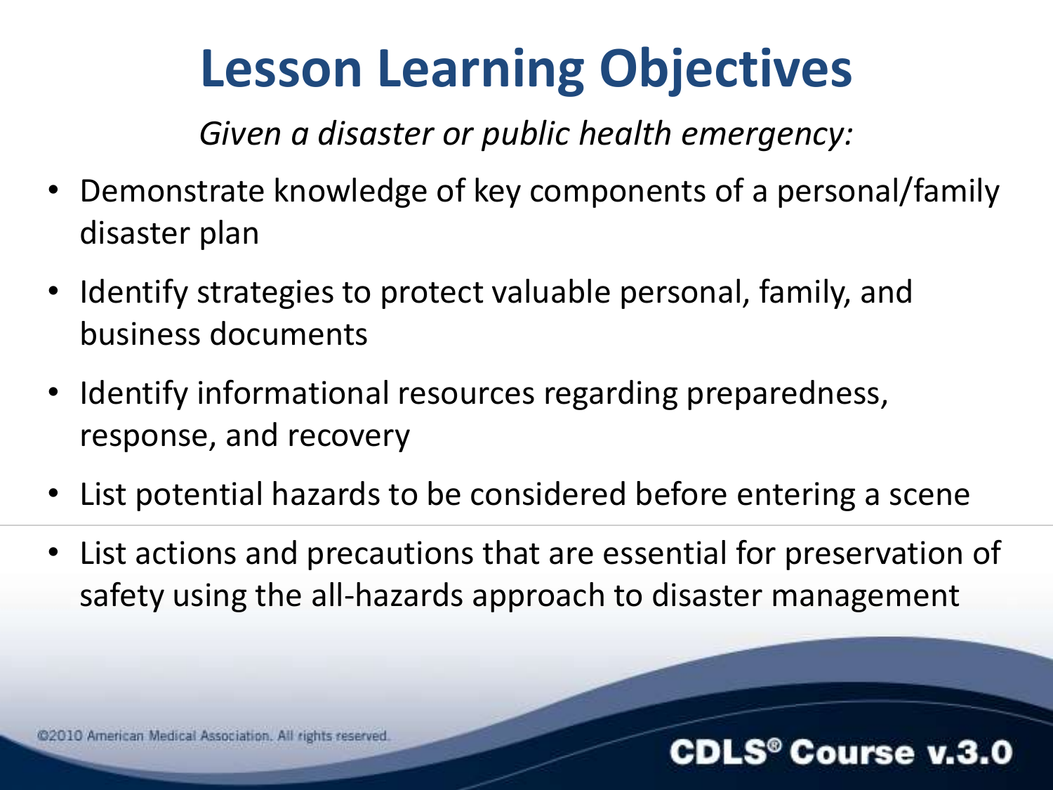# Lesson Learning Objectives

*Given a disaster or public health emergency:*

- Demonstrate knowledge of key components of a personal/family disaster plan
- Identify strategies to protect valuable personal, family, and business documents
- Identify informational resources regarding preparedness, response, and recovery
- List potential hazards to be considered before entering a scene
- List actions and precautions that are essential for preservation of safety using the all-hazards approach to disaster management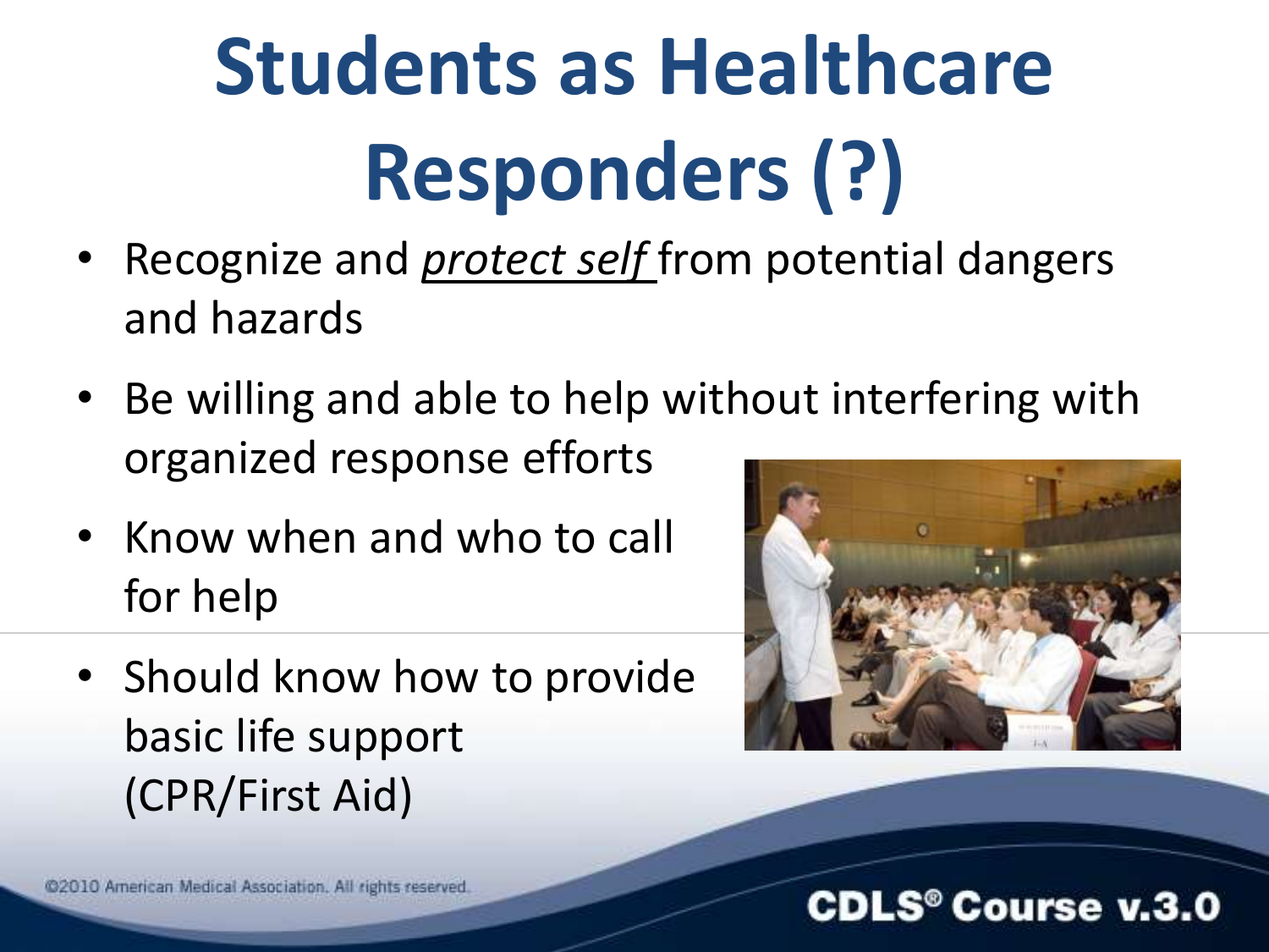# Students as Healthcare Responders (?)

- Recognize and ***protect self*** from potential dangers and hazards
- Be willing and able to help without interfering with organized response efforts
- Know when and who to call for help
- Should know how to provide basic life support (CPR/First Aid)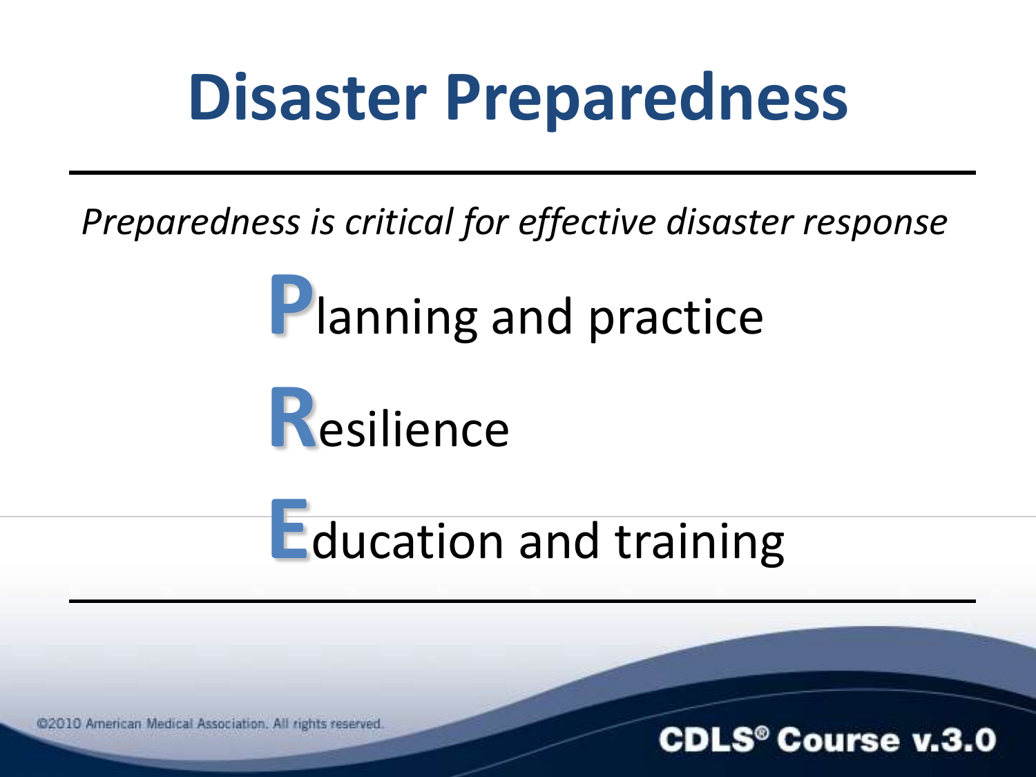# Disaster Preparedness

*Preparedness is critical for effective disaster response*

**P**lanning and practice

**R**esilience

**E**ducation and training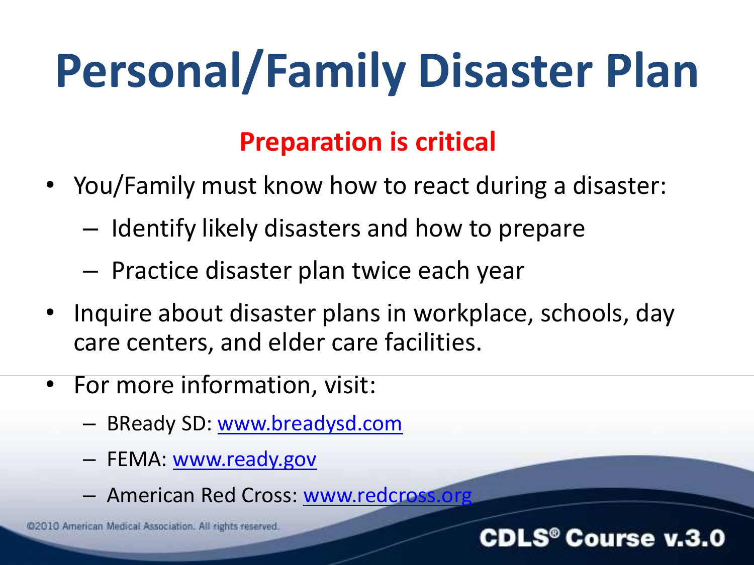# Personal/Family Disaster Plan

**Preparation is critical**

- You/Family must know how to react during a disaster:
  - Identify likely disasters and how to prepare
  - Practice disaster plan twice each year
- Inquire about disaster plans in workplace, schools, day care centers, and elder care facilities.
- For more information, visit:
  - BReady SD: [www.breadysd.com](http://www.breadysd.com)
  - FEMA: [www.ready.gov](http://www.ready.gov)
  - American Red Cross: [www.redcross.org](http://www.redcross.org)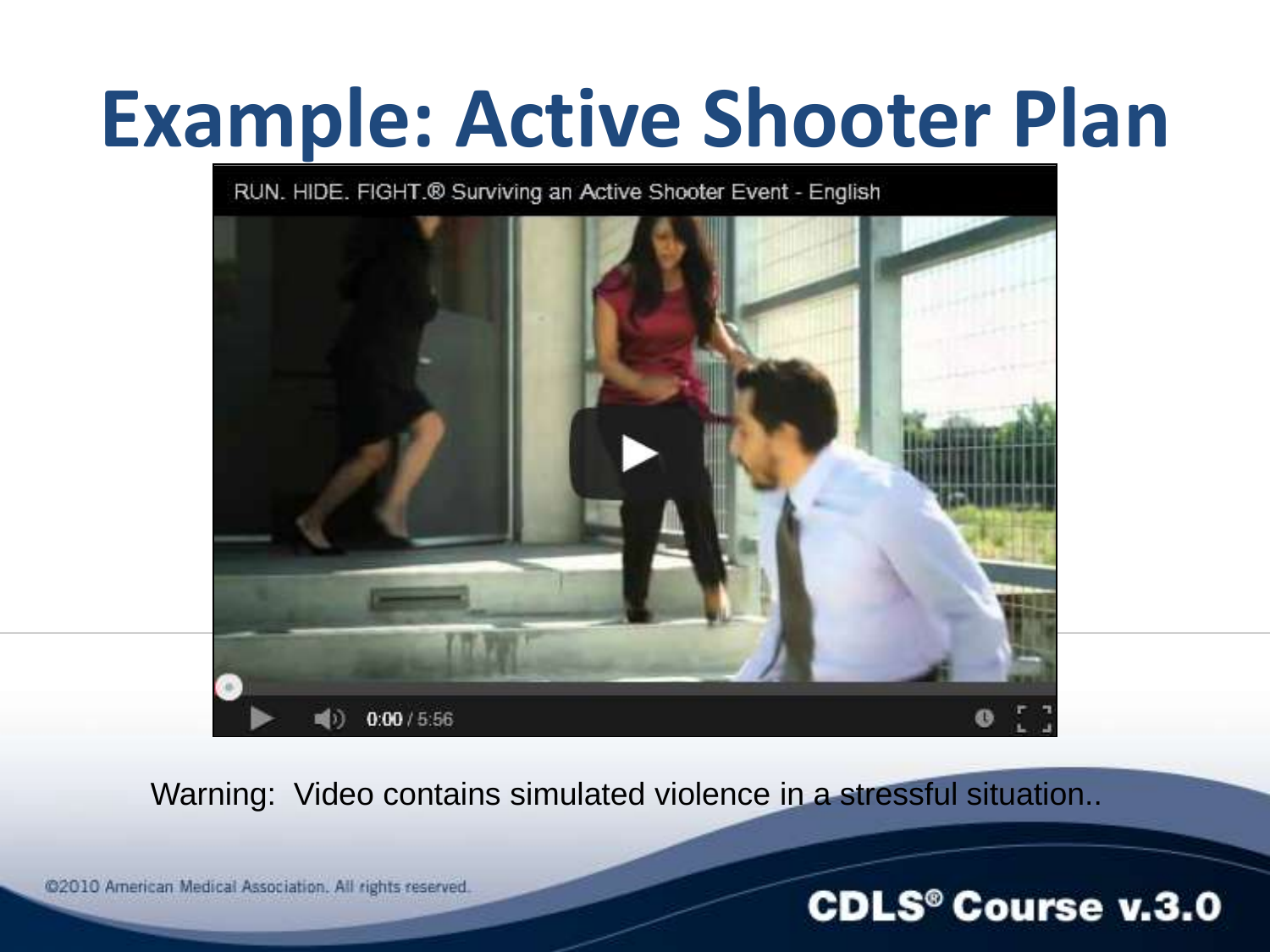# Example: Active Shooter Plan

RUN. HIDE. FIGHT.® Surviving an Active Shooter Event - English

Warning: Video contains simulated violence in a stressful situation..

©2010 American Medical Association. All rights reserved.

CDLS® Course v.3.0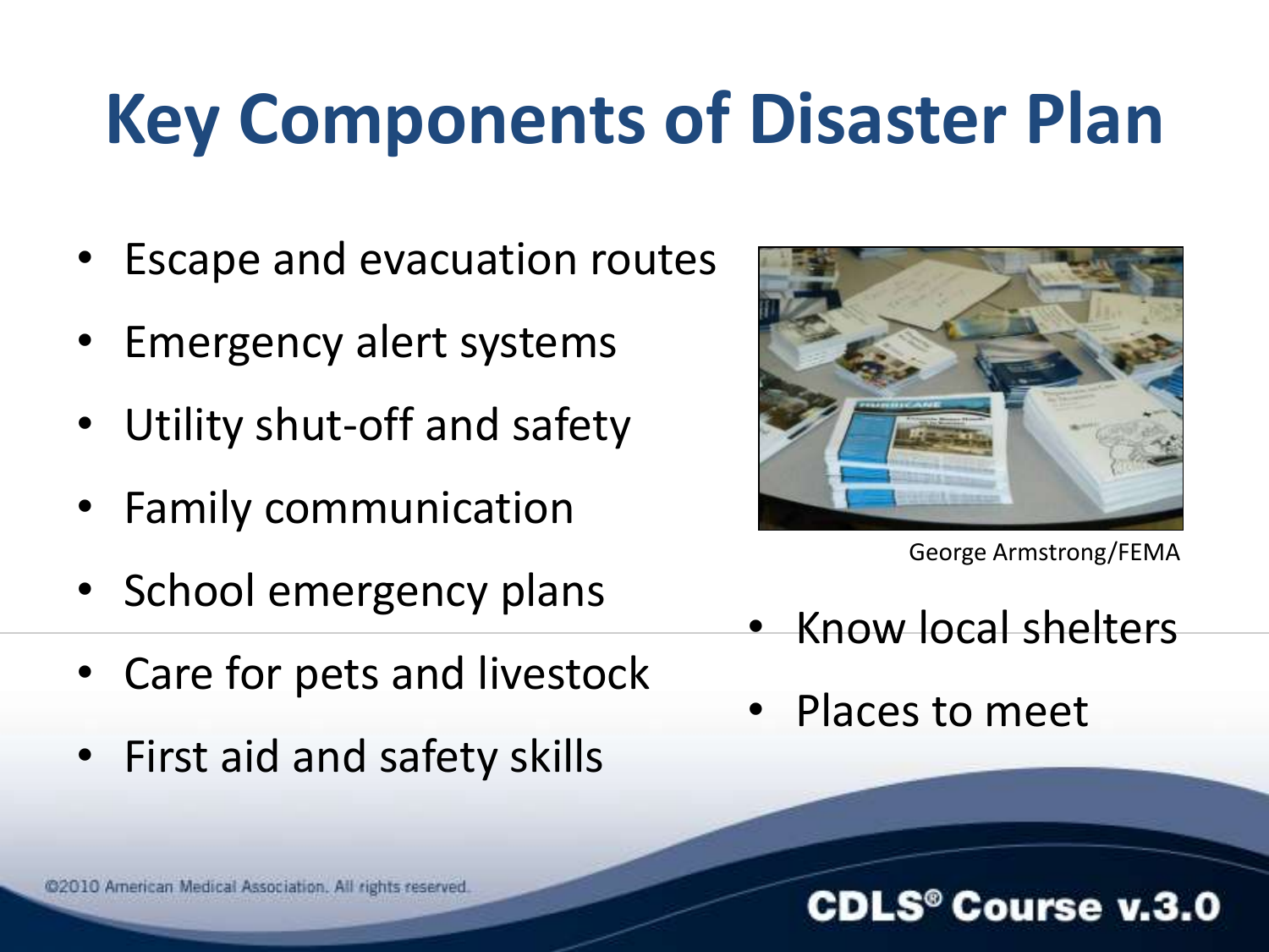# Key Components of Disaster Plan

- Escape and evacuation routes
- Emergency alert systems
- Utility shut-off and safety
- Family communication
- School emergency plans
- Care for pets and livestock
- First aid and safety skills
- Know local shelters
- Places to meet

George Armstrong/FEMA

©2010 American Medical Association. All rights reserved.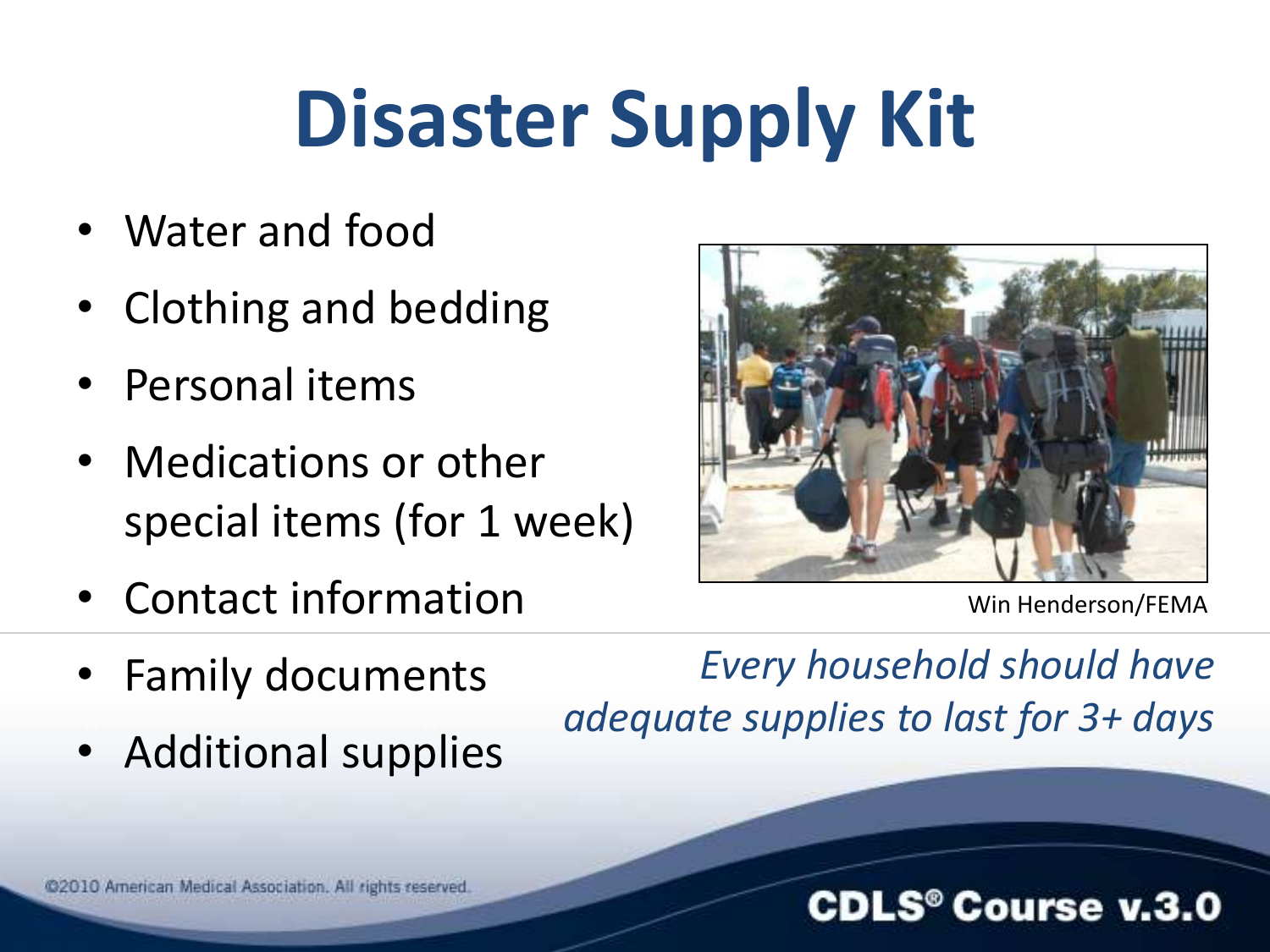# Disaster Supply Kit

- Water and food
- Clothing and bedding
- Personal items
- Medications or other special items (for 1 week)
- Contact information
- Family documents
- Additional supplies

Win Henderson/FEMA

*Every household should have adequate supplies to last for 3+ days*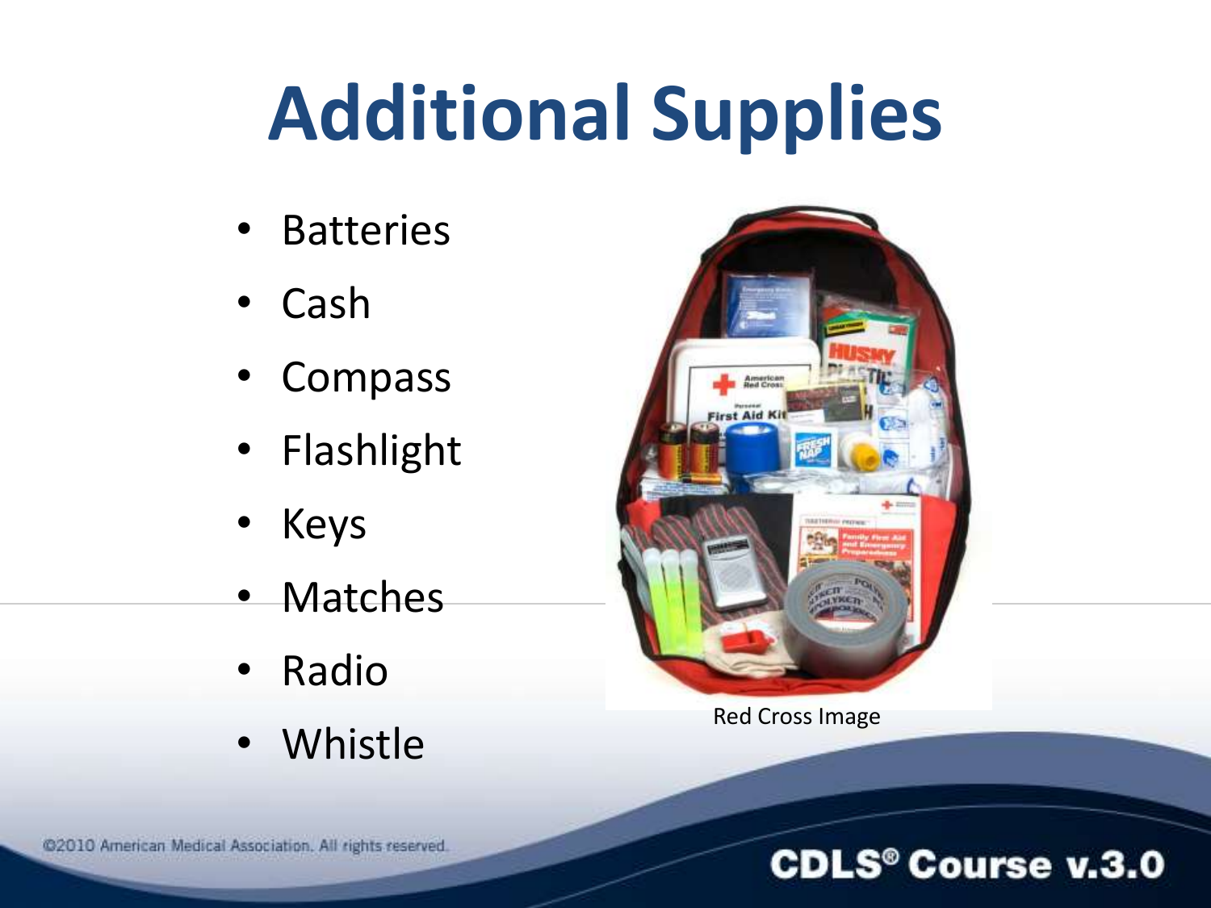# Additional Supplies

- Batteries
- Cash
- Compass
- Flashlight
- Keys
- Matches
- Radio
- Whistle

Red Cross Image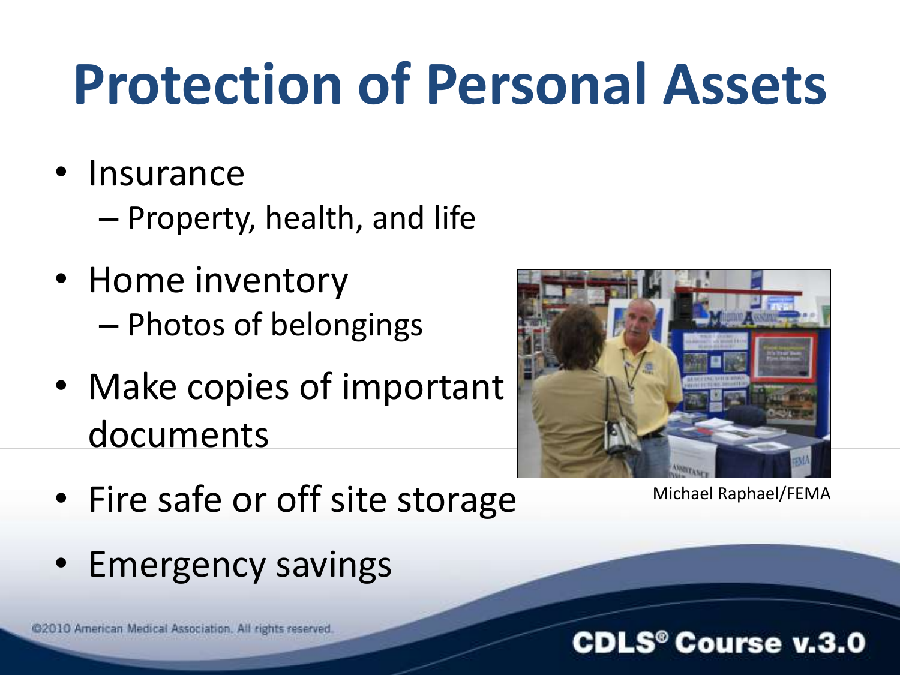# Protection of Personal Assets

- Insurance
  - Property, health, and life
- Home inventory
  - Photos of belongings
- Make copies of important documents
- Fire safe or off site storage
- Emergency savings

Michael Raphael/FEMA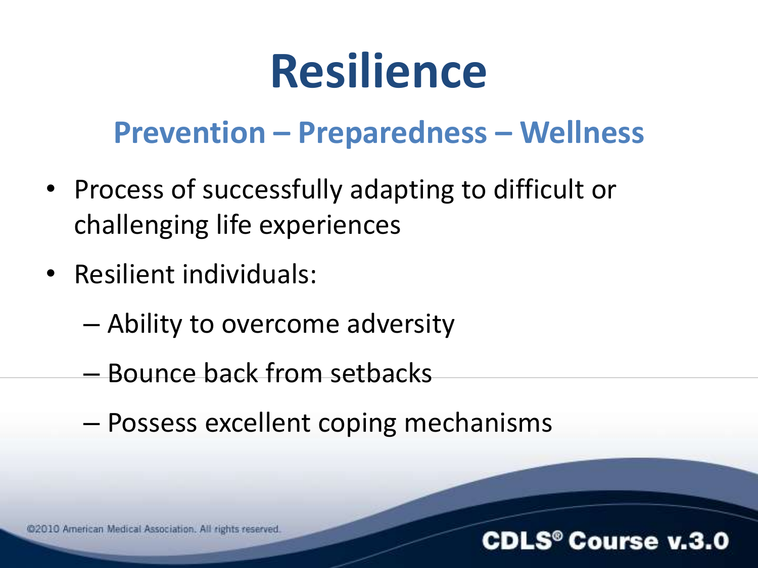# Resilience

## Prevention – Preparedness – Wellness

- Process of successfully adapting to difficult or challenging life experiences
- Resilient individuals:
  - Ability to overcome adversity
  - Bounce back from setbacks
  - Possess excellent coping mechanisms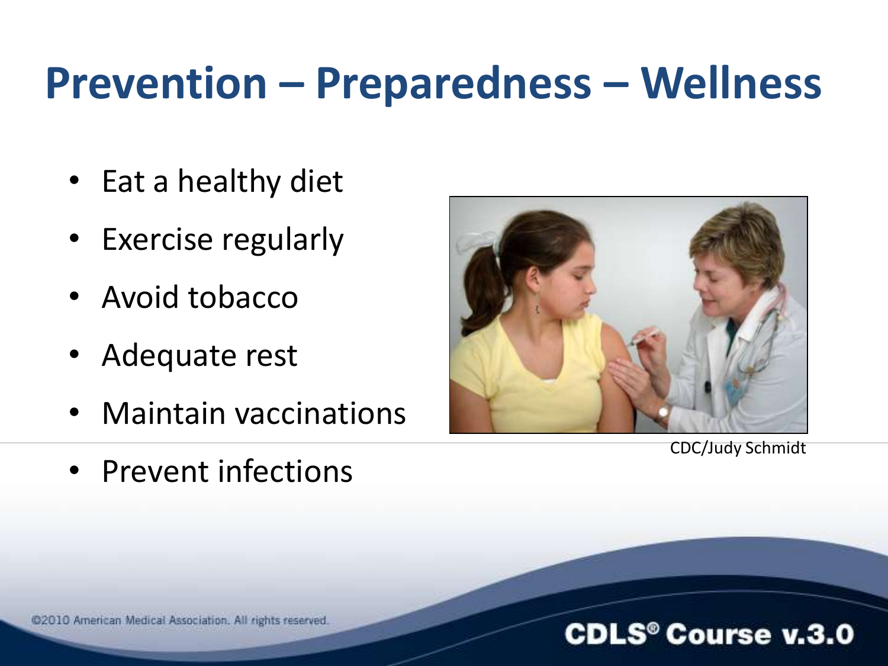# Prevention – Preparedness – Wellness

- Eat a healthy diet
- Exercise regularly
- Avoid tobacco
- Adequate rest
- Maintain vaccinations
- Prevent infections

CDC/Judy Schmidt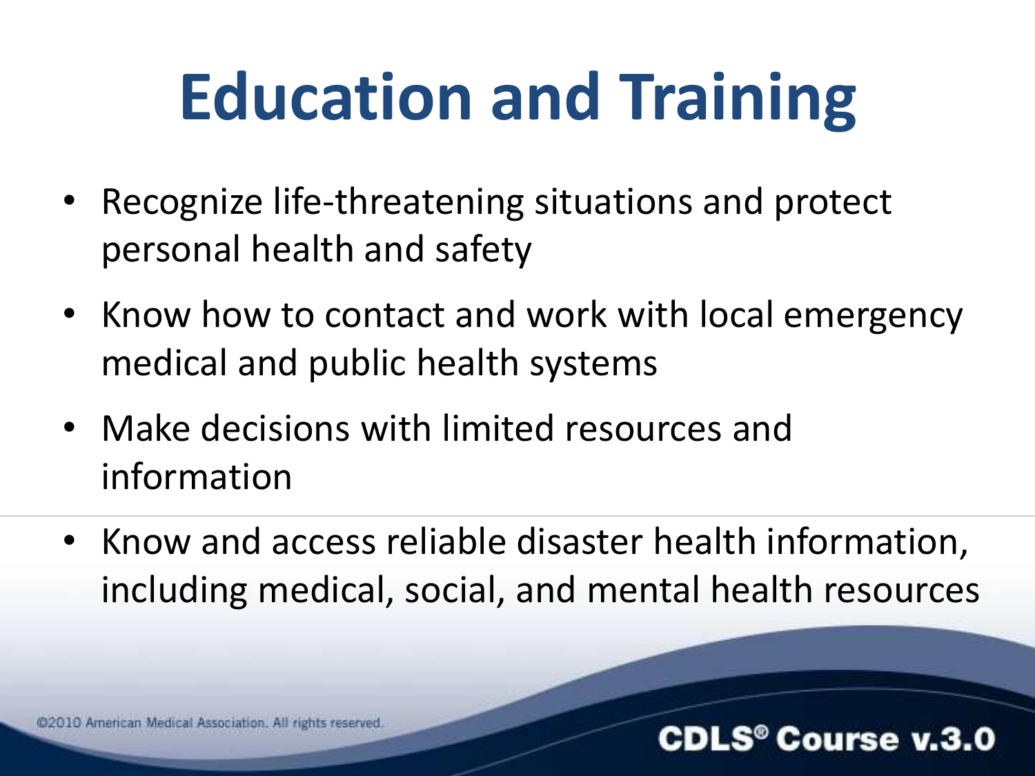# Education and Training

- Recognize life-threatening situations and protect personal health and safety
- Know how to contact and work with local emergency medical and public health systems
- Make decisions with limited resources and information
- Know and access reliable disaster health information, including medical, social, and mental health resources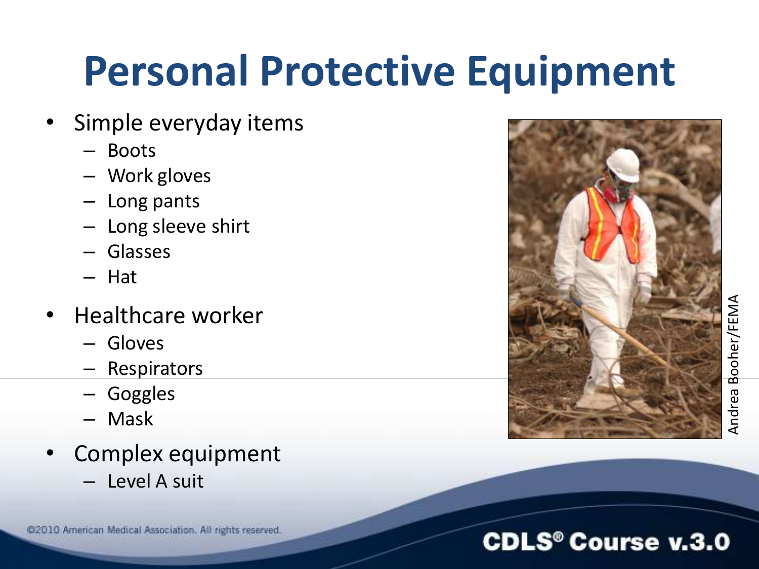# Personal Protective Equipment

- Simple everyday items
  - Boots
  - Work gloves
  - Long pants
  - Long sleeve shirt
  - Glasses
  - Hat
- Healthcare worker
  - Gloves
  - Respirators
  - Goggles
  - Mask
- Complex equipment
  - Level A suit

Andrea Booher/FEMA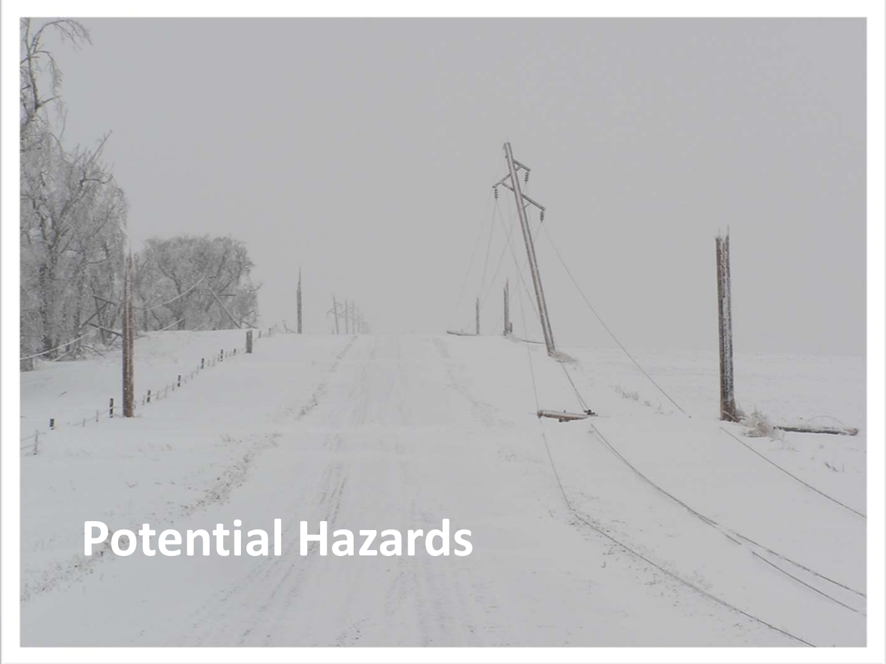# Potential Hazards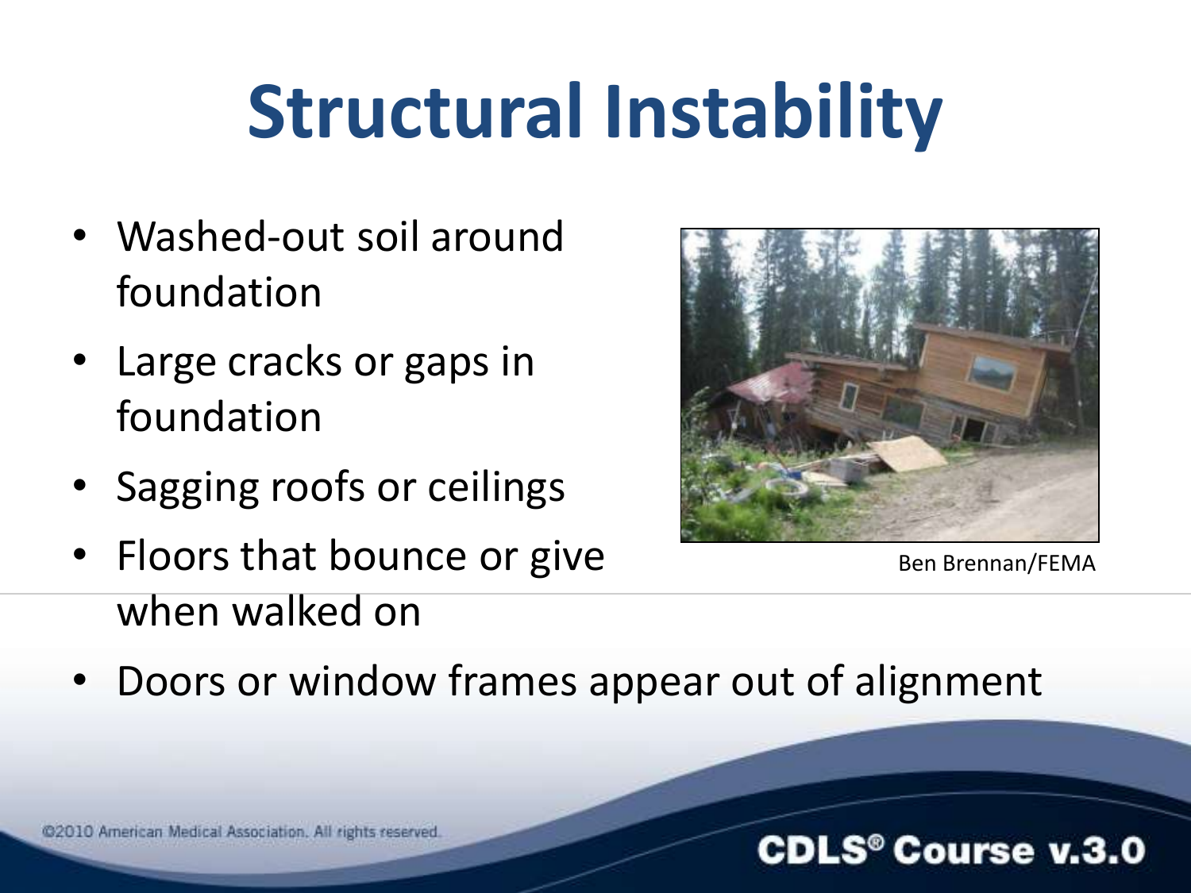# Structural Instability

- Washed-out soil around foundation
- Large cracks or gaps in foundation
- Sagging roofs or ceilings
- Floors that bounce or give when walked on
- Doors or window frames appear out of alignment

Ben Brennan/FEMA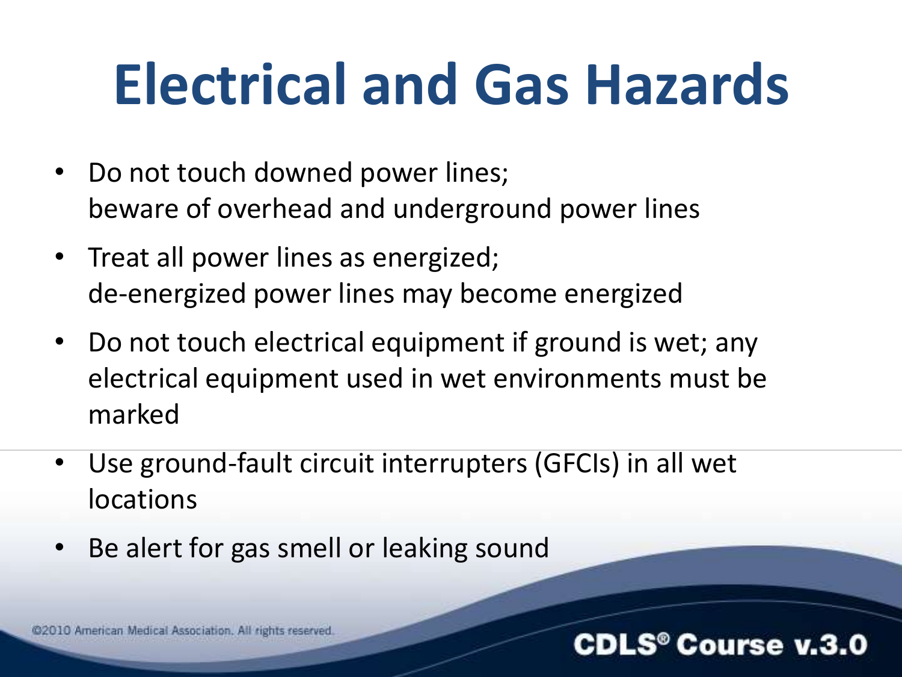# Electrical and Gas Hazards

- Do not touch downed power lines;
  beware of overhead and underground power lines
- Treat all power lines as energized;
  de-energized power lines may become energized
- Do not touch electrical equipment if ground is wet; any electrical equipment used in wet environments must be marked
- Use ground-fault circuit interrupters (GFCIs) in all wet locations
- Be alert for gas smell or leaking sound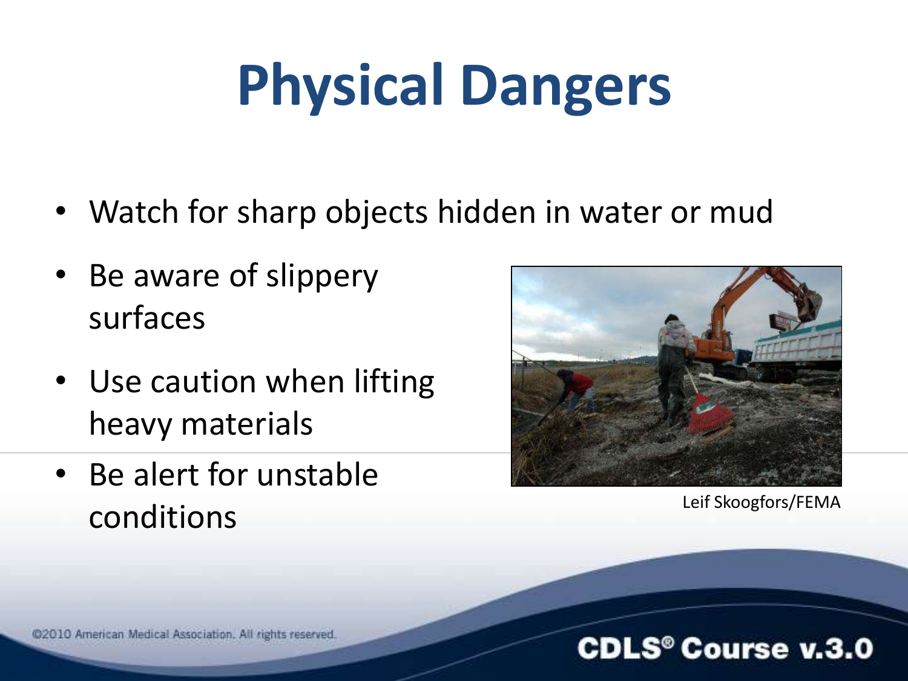# Physical Dangers

- Watch for sharp objects hidden in water or mud
- Be aware of slippery surfaces
- Use caution when lifting heavy materials
- Be alert for unstable conditions

Leif Skoogfors/FEMA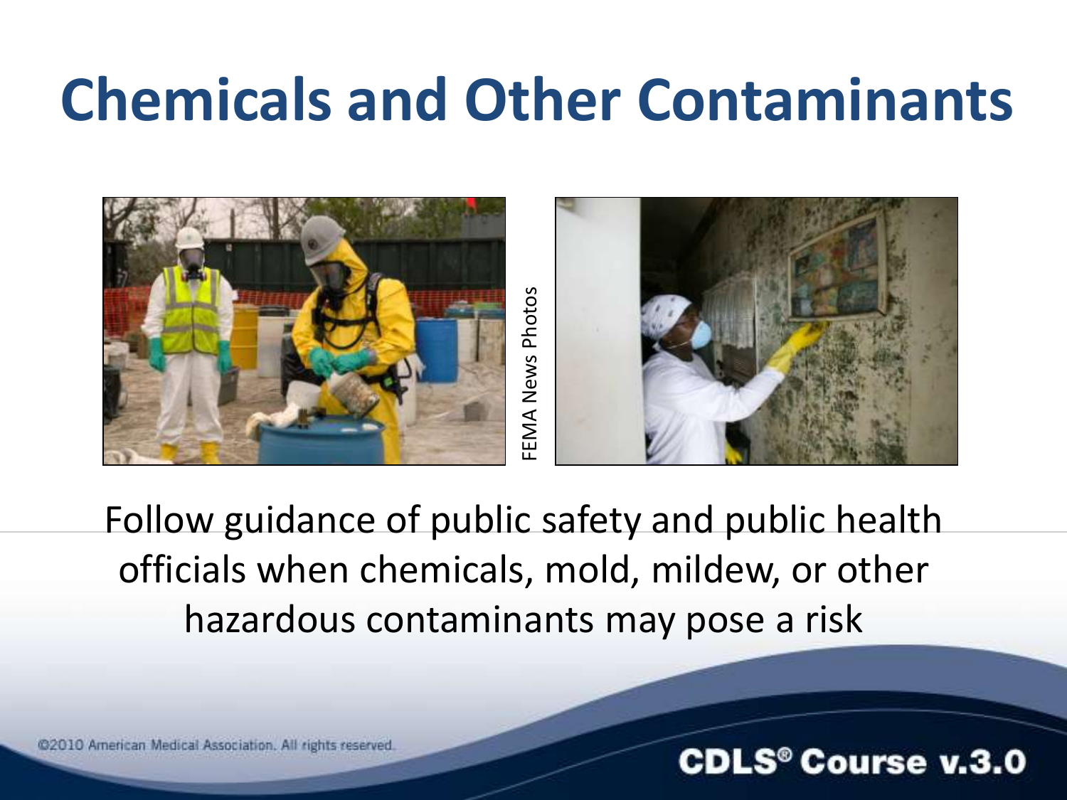# Chemicals and Other Contaminants

FEMA News Photos

Follow guidance of public safety and public health officials when chemicals, mold, mildew, or other hazardous contaminants may pose a risk

©2010 American Medical Association. All rights reserved.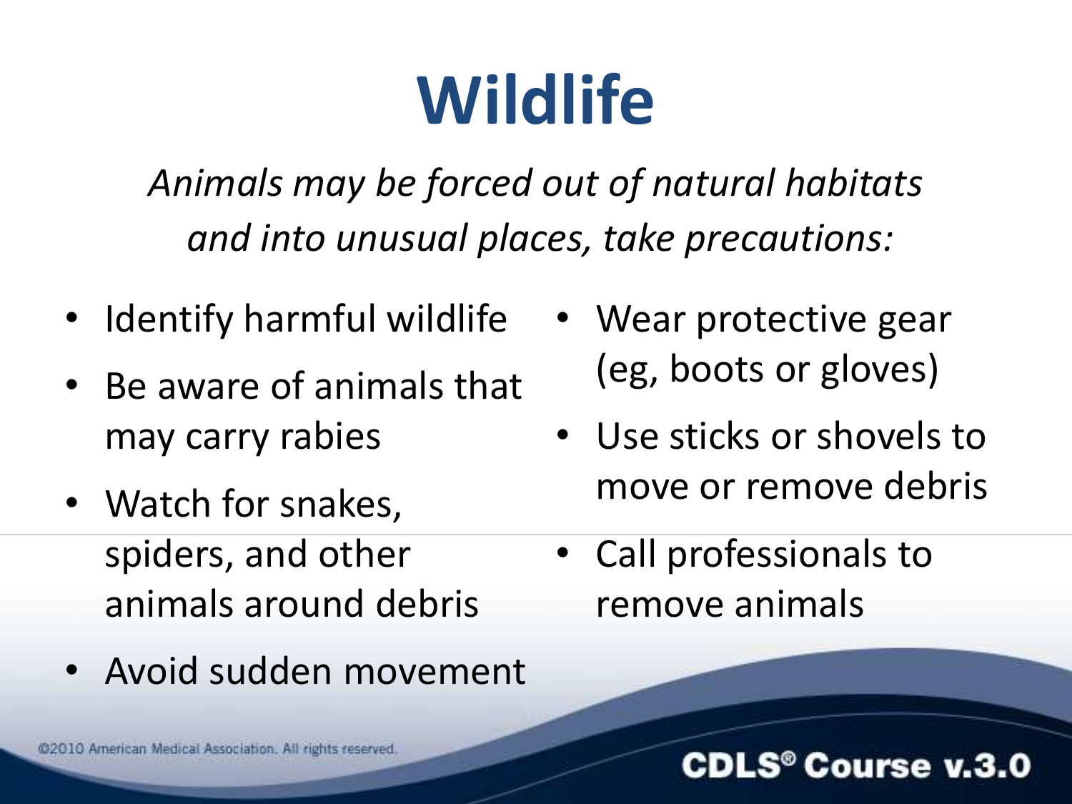# Wildlife

*Animals may be forced out of natural habitats and into unusual places, take precautions:*

- Identify harmful wildlife
- Be aware of animals that may carry rabies
- Watch for snakes, spiders, and other animals around debris
- Avoid sudden movement
- Wear protective gear (eg, boots or gloves)
- Use sticks or shovels to move or remove debris
- Call professionals to remove animals

©2010 American Medical Association. All rights reserved.

CDLS® Course v.3.0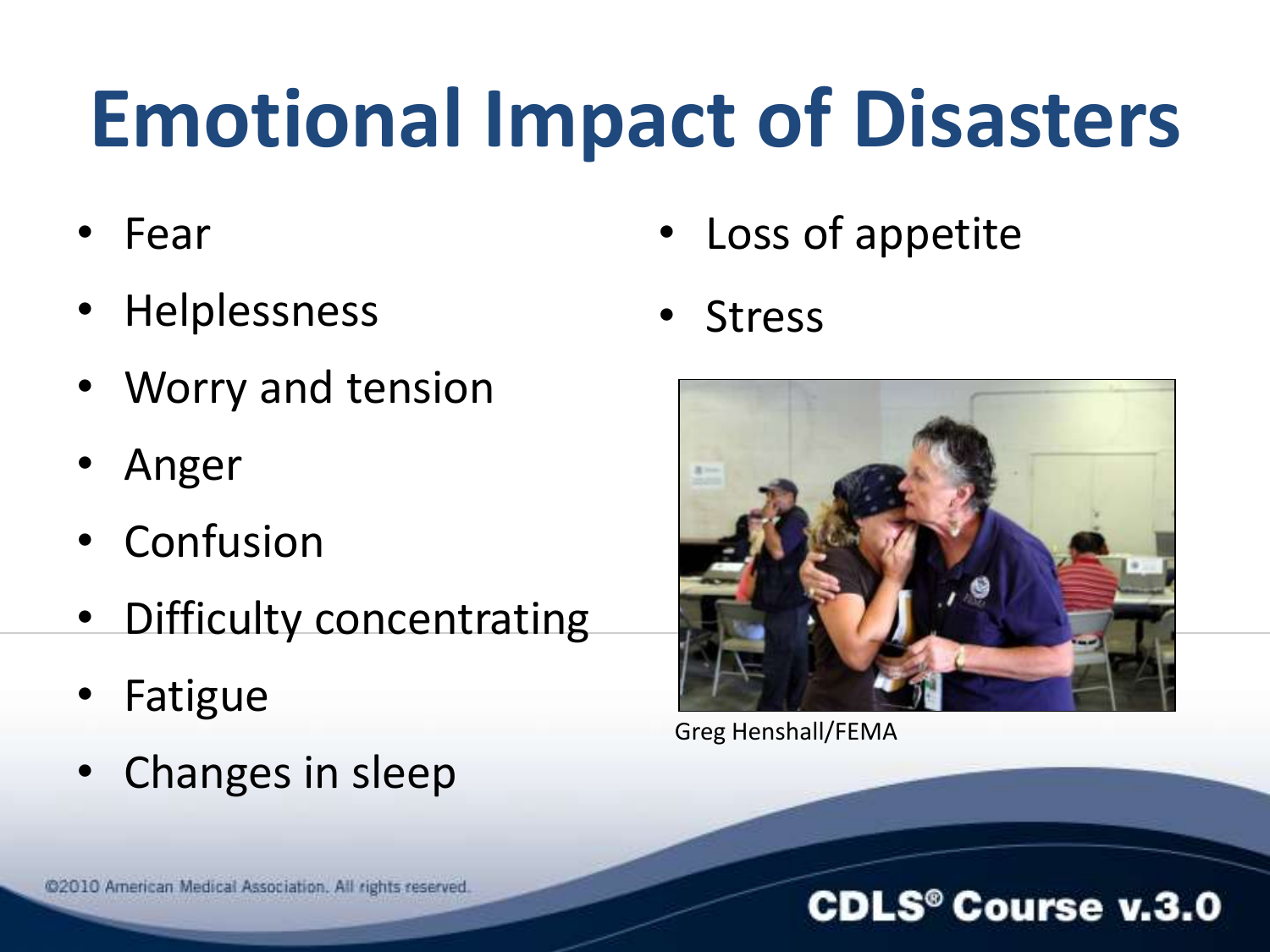# Emotional Impact of Disasters

- Fear
- Helplessness
- Worry and tension
- Anger
- Confusion
- Difficulty concentrating
- Fatigue
- Changes in sleep
- Loss of appetite
- Stress

Greg Henshall/FEMA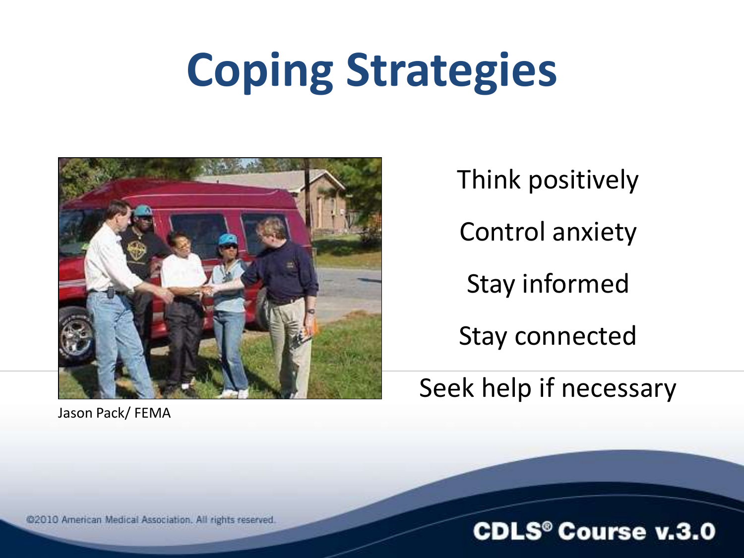# Coping Strategies

Jason Pack/ FEMA

- Think positively
- Control anxiety
- Stay informed
- Stay connected
- Seek help if necessary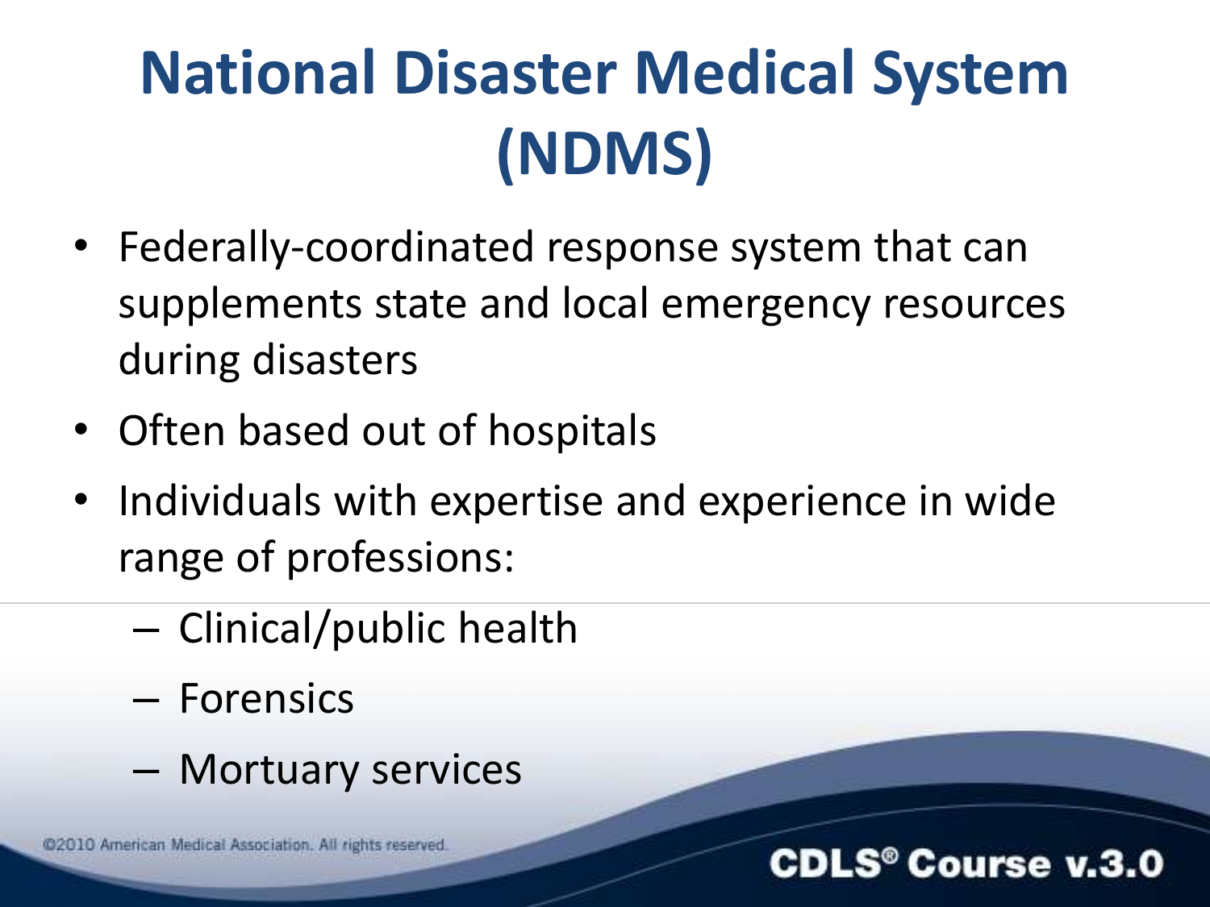# National Disaster Medical System (NDMS)

- Federally-coordinated response system that can supplements state and local emergency resources during disasters
- Often based out of hospitals
- Individuals with expertise and experience in wide range of professions:
  - Clinical/public health
  - Forensics
  - Mortuary services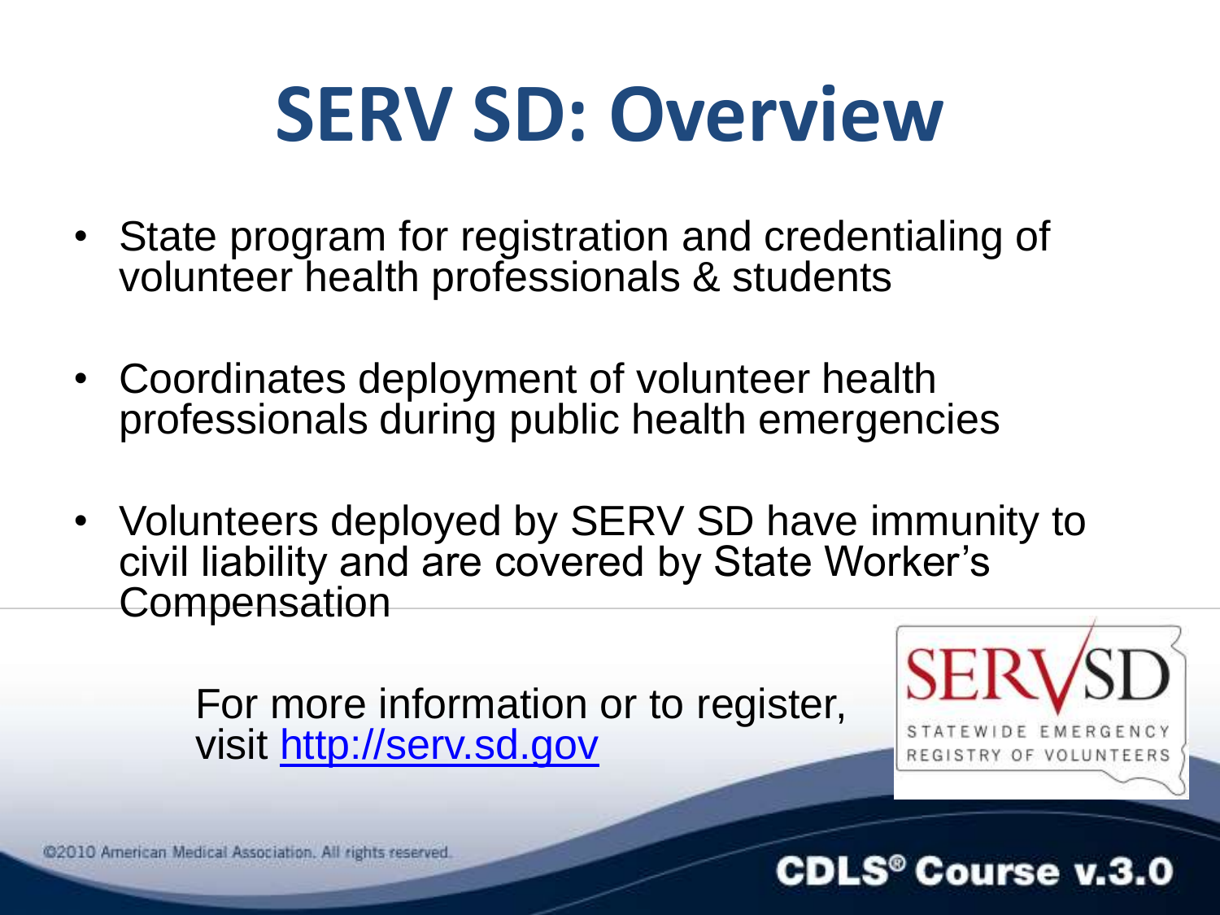# SERV SD: Overview

- State program for registration and credentialing of volunteer health professionals & students
- Coordinates deployment of volunteer health professionals during public health emergencies
- Volunteers deployed by SERV SD have immunity to civil liability and are covered by State Worker's Compensation

For more information or to register, visit [http://serv.sd.gov](http://serv.sd.gov)

SERVSD
STATEWIDE EMERGENCY REGISTRY OF VOLUNTEERS

©2010 American Medical Association. All rights reserved.

CDLS® Course v.3.0